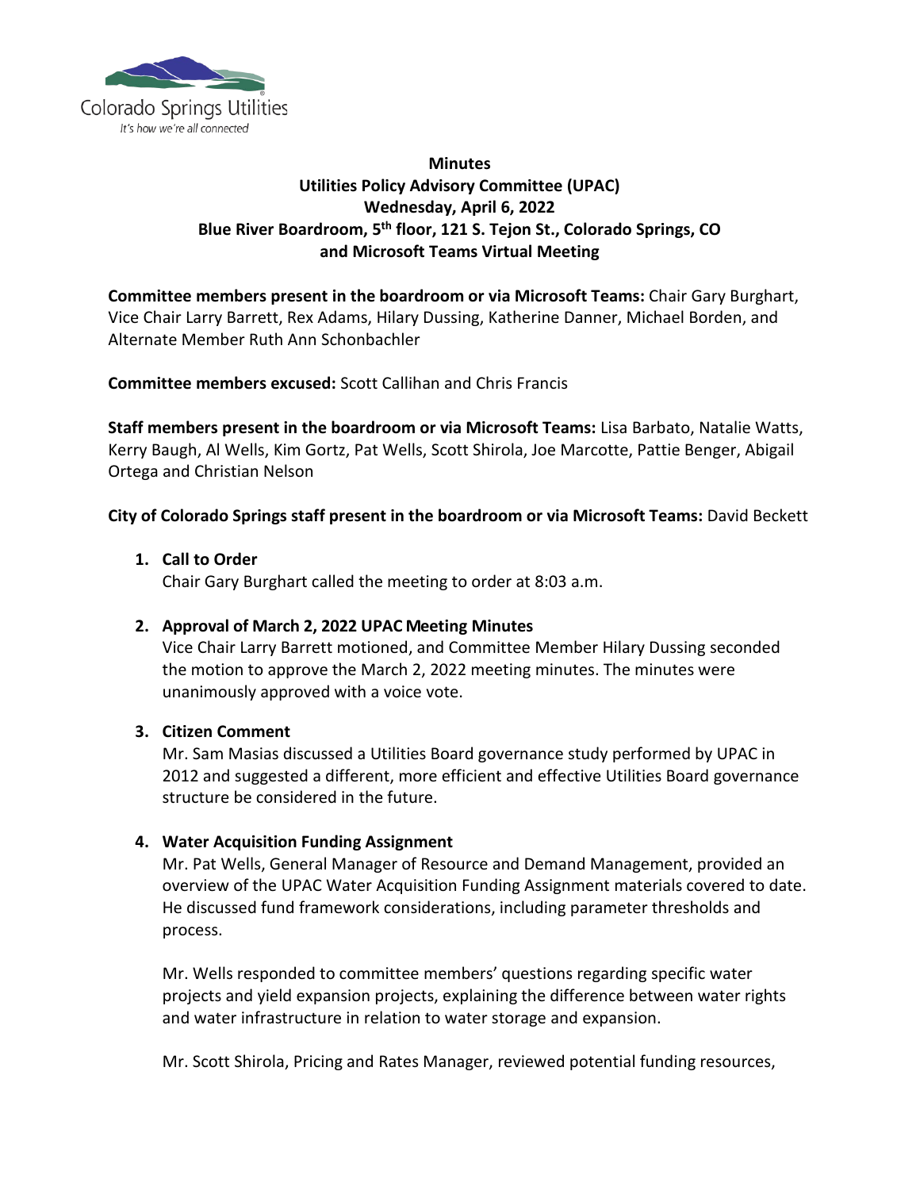Colorado Springs Utilities
*It's how we're all connected*

**Minutes**
**Utilities Policy Advisory Committee (UPAC)**
**Wednesday, April 6, 2022**
**Blue River Boardroom, 5th floor, 121 S. Tejon St., Colorado Springs, CO**
**and Microsoft Teams Virtual Meeting**

**Committee members present in the boardroom or via Microsoft Teams:** Chair Gary Burghart, Vice Chair Larry Barrett, Rex Adams, Hilary Dussing, Katherine Danner, Michael Borden, and Alternate Member Ruth Ann Schonbachler

**Committee members excused:** Scott Callihan and Chris Francis

**Staff members present in the boardroom or via Microsoft Teams:** Lisa Barbato, Natalie Watts, Kerry Baugh, Al Wells, Kim Gortz, Pat Wells, Scott Shirola, Joe Marcotte, Pattie Benger, Abigail Ortega and Christian Nelson

**City of Colorado Springs staff present in the boardroom or via Microsoft Teams:** David Beckett

1. **Call to Order**
   Chair Gary Burghart called the meeting to order at 8:03 a.m.

2. **Approval of March 2, 2022 UPAC Meeting Minutes**
   Vice Chair Larry Barrett motioned, and Committee Member Hilary Dussing seconded the motion to approve the March 2, 2022 meeting minutes. The minutes were unanimously approved with a voice vote.

3. **Citizen Comment**
   Mr. Sam Masias discussed a Utilities Board governance study performed by UPAC in 2012 and suggested a different, more efficient and effective Utilities Board governance structure be considered in the future.

4. **Water Acquisition Funding Assignment**
   Mr. Pat Wells, General Manager of Resource and Demand Management, provided an overview of the UPAC Water Acquisition Funding Assignment materials covered to date. He discussed fund framework considerations, including parameter thresholds and process.

   Mr. Wells responded to committee members' questions regarding specific water projects and yield expansion projects, explaining the difference between water rights and water infrastructure in relation to water storage and expansion.

   Mr. Scott Shirola, Pricing and Rates Manager, reviewed potential funding resources,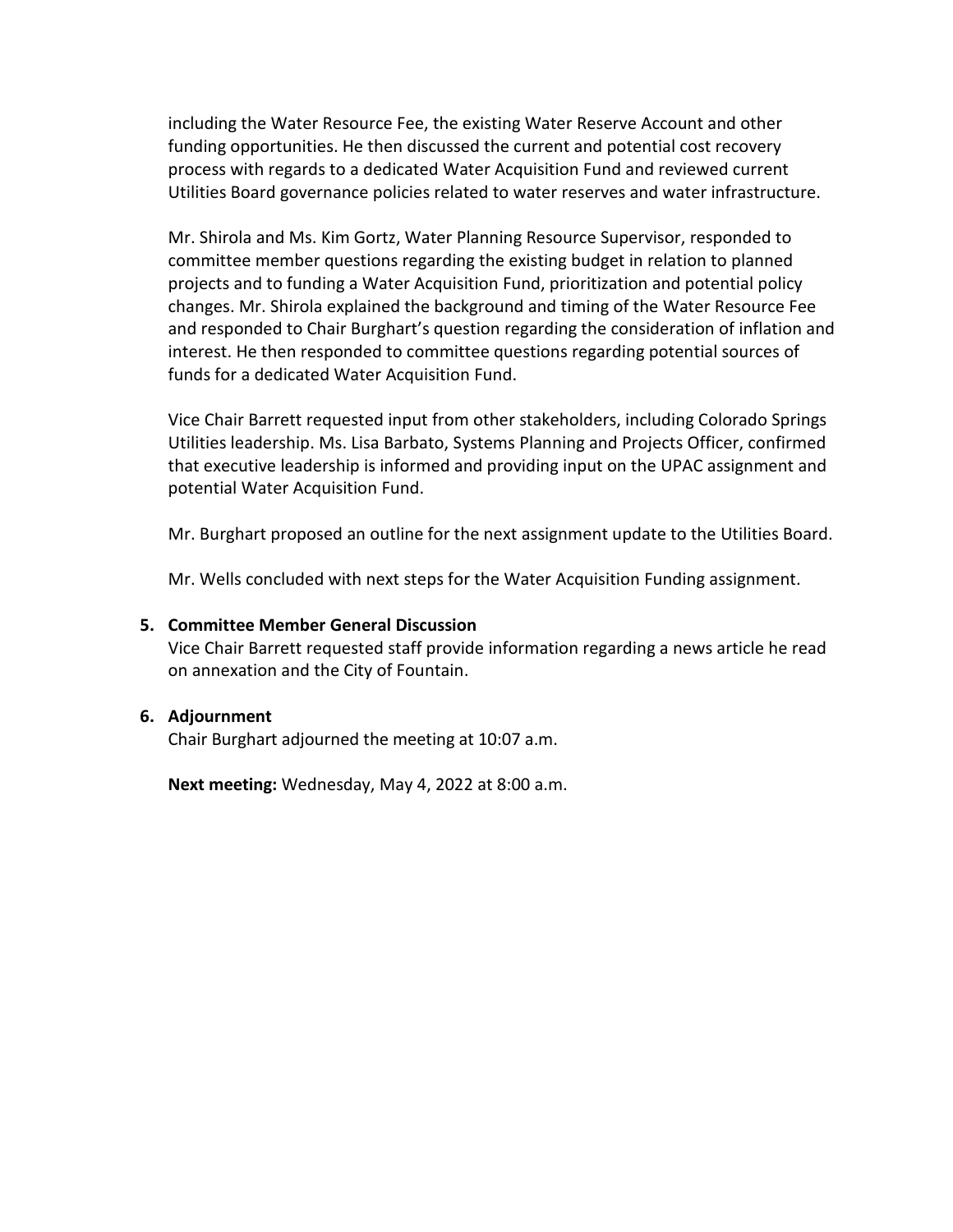including the Water Resource Fee, the existing Water Reserve Account and other funding opportunities. He then discussed the current and potential cost recovery process with regards to a dedicated Water Acquisition Fund and reviewed current Utilities Board governance policies related to water reserves and water infrastructure.

Mr. Shirola and Ms. Kim Gortz, Water Planning Resource Supervisor, responded to committee member questions regarding the existing budget in relation to planned projects and to funding a Water Acquisition Fund, prioritization and potential policy changes. Mr. Shirola explained the background and timing of the Water Resource Fee and responded to Chair Burghart's question regarding the consideration of inflation and interest. He then responded to committee questions regarding potential sources of funds for a dedicated Water Acquisition Fund.

Vice Chair Barrett requested input from other stakeholders, including Colorado Springs Utilities leadership. Ms. Lisa Barbato, Systems Planning and Projects Officer, confirmed that executive leadership is informed and providing input on the UPAC assignment and potential Water Acquisition Fund.

Mr. Burghart proposed an outline for the next assignment update to the Utilities Board.

Mr. Wells concluded with next steps for the Water Acquisition Funding assignment.

5. **Committee Member General Discussion**
   Vice Chair Barrett requested staff provide information regarding a news article he read on annexation and the City of Fountain.

6. **Adjournment**
   Chair Burghart adjourned the meeting at 10:07 a.m.

   **Next meeting:** Wednesday, May 4, 2022 at 8:00 a.m.